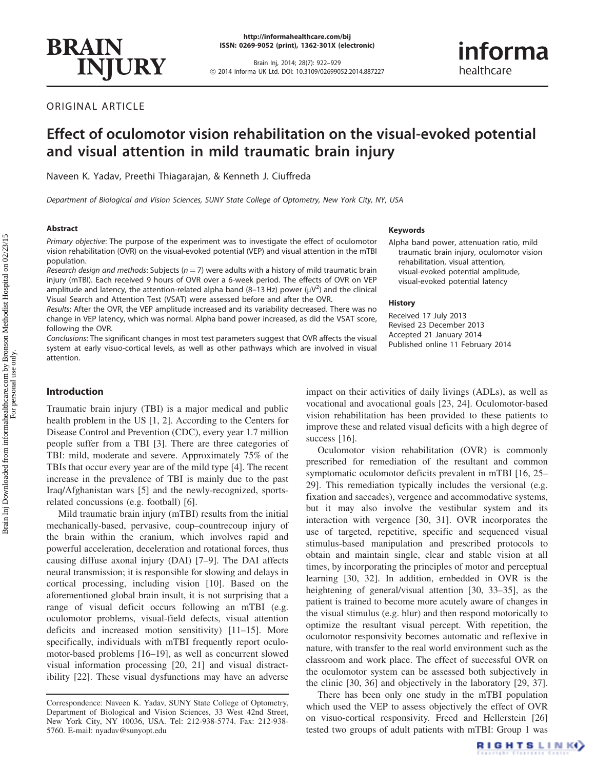ORIGINAL ARTICLE

# Effect of oculomotor vision rehabilitation on the visual-evoked potential and visual attention in mild traumatic brain injury

Naveen K. Yadav, Preethi Thiagarajan, & Kenneth J. Ciuffreda

*Department of Biological and Vision Sciences, SUNY State College of Optometry, New York City, NY, USA*

### Abstract

*Primary objective*: The purpose of the experiment was to investigate the effect of oculomotor vision rehabilitation (OVR) on the visual-evoked potential (VEP) and visual attention in the mTBI population.

*Research design and methods*: Subjects ($n = 7$) were adults with a history of mild traumatic brain injury (mTBI). Each received 9 hours of OVR over a 6-week period. The effects of OVR on VEP amplitude and latency, the attention-related alpha band (8–13 Hz) power ($\mu V^2$) and the clinical Visual Search and Attention Test (VSAT) were assessed before and after the OVR.

*Results*: After the OVR, the VEP amplitude increased and its variability decreased. There was no change in VEP latency, which was normal. Alpha band power increased, as did the VSAT score, following the OVR.

*Conclusions*: The significant changes in most test parameters suggest that OVR affects the visual system at early visuo-cortical levels, as well as other pathways which are involved in visual attention.

### Keywords

Alpha band power, attenuation ratio, mild traumatic brain injury, oculomotor vision rehabilitation, visual attention, visual-evoked potential amplitude, visual-evoked potential latency

### History

Received 17 July 2013
Revised 23 December 2013
Accepted 21 January 2014
Published online 11 February 2014

## Introduction

Traumatic brain injury (TBI) is a major medical and public health problem in the US [1, 2]. According to the Centers for Disease Control and Prevention (CDC), every year 1.7 million people suffer from a TBI [3]. There are three categories of TBI: mild, moderate and severe. Approximately 75% of the TBIs that occur every year are of the mild type [4]. The recent increase in the prevalence of TBI is mainly due to the past Iraq/Afghanistan wars [5] and the newly-recognized, sports-related concussions (e.g. football) [6].

Mild traumatic brain injury (mTBI) results from the initial mechanically-based, pervasive, coup–countrecoup injury of the brain within the cranium, which involves rapid and powerful acceleration, deceleration and rotational forces, thus causing diffuse axonal injury (DAI) [7–9]. The DAI affects neural transmission; it is responsible for slowing and delays in cortical processing, including vision [10]. Based on the aforementioned global brain insult, it is not surprising that a range of visual deficit occurs following an mTBI (e.g. oculomotor problems, visual-field defects, visual attention deficits and increased motion sensitivity) [11–15]. More specifically, individuals with mTBI frequently report oculomotor-based problems [16–19], as well as concurrent slowed visual information processing [20, 21] and visual distractibility [22]. These visual dysfunctions may have an adverse impact on their activities of daily livings (ADLs), as well as vocational and avocational goals [23, 24]. Oculomotor-based vision rehabilitation has been provided to these patients to improve these and related visual deficits with a high degree of success [16].

Oculomotor vision rehabilitation (OVR) is commonly prescribed for remediation of the resultant and common symptomatic oculomotor deficits prevalent in mTBI [16, 25–29]. This remediation typically includes the versional (e.g. fixation and saccades), vergence and accommodative systems, but it may also involve the vestibular system and its interaction with vergence [30, 31]. OVR incorporates the use of targeted, repetitive, specific and sequenced visual stimulus-based manipulation and prescribed protocols to obtain and maintain single, clear and stable vision at all times, by incorporating the principles of motor and perceptual learning [30, 32]. In addition, embedded in OVR is the heightening of general/visual attention [30, 33–35], as the patient is trained to become more acutely aware of changes in the visual stimulus (e.g. blur) and then respond motorically to optimize the resultant visual percept. With repetition, the oculomotor responsivity becomes automatic and reflexive in nature, with transfer to the real world environment such as the classroom and work place. The effect of successful OVR on the oculomotor system can be assessed both subjectively in the clinic [30, 36] and objectively in the laboratory [29, 37].

There has been only one study in the mTBI population which used the VEP to assess objectively the effect of OVR on visuo-cortical responsivity. Freed and Hellerstein [26] tested two groups of adult patients with mTBI: Group 1 was

Correspondence: Naveen K. Yadav, SUNY State College of Optometry, Department of Biological and Vision Sciences, 33 West 42nd Street, New York City, NY 10036, USA. Tel: 212-938-5774. Fax: 212-938-5760. E-mail: nyadav@sunyopt.edu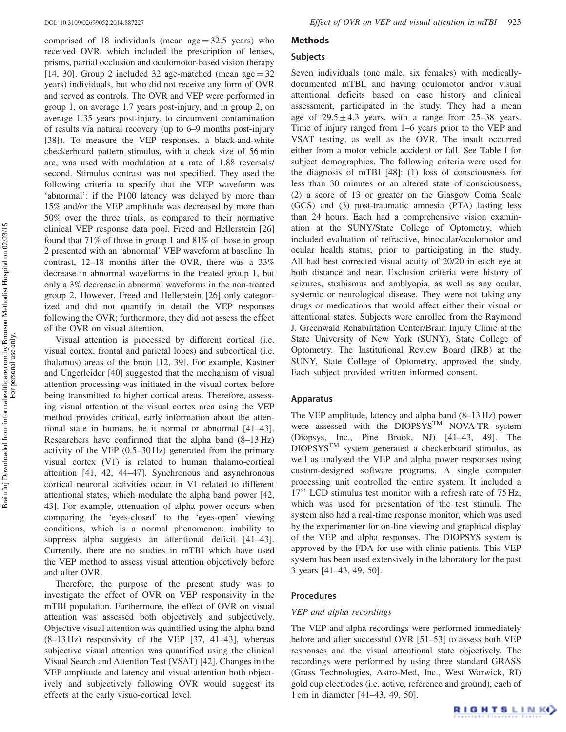comprised of 18 individuals (mean age = 32.5 years) who received OVR, which included the prescription of lenses, prisms, partial occlusion and oculomotor-based vision therapy [14, 30]. Group 2 included 32 age-matched (mean age = 32 years) individuals, but who did not receive any form of OVR and served as controls. The OVR and VEP were performed in group 1, on average 1.7 years post-injury, and in group 2, on average 1.35 years post-injury, to circumvent contamination of results via natural recovery (up to 6–9 months post-injury [38]). To measure the VEP responses, a black-and-white checkerboard pattern stimulus, with a check size of 56 min arc, was used with modulation at a rate of 1.88 reversals/second. Stimulus contrast was not specified. They used the following criteria to specify that the VEP waveform was 'abnormal': if the P100 latency was delayed by more than 15% and/or the VEP amplitude was decreased by more than 50% over the three trials, as compared to their normative clinical VEP response data pool. Freed and Hellerstein [26] found that 71% of those in group 1 and 81% of those in group 2 presented with an 'abnormal' VEP waveform at baseline. In contrast, 12–18 months after the OVR, there was a 33% decrease in abnormal waveforms in the treated group 1, but only a 3% decrease in abnormal waveforms in the non-treated group 2. However, Freed and Hellerstein [26] only categorized and did not quantify in detail the VEP responses following the OVR; furthermore, they did not assess the effect of the OVR on visual attention.

Visual attention is processed by different cortical (i.e. visual cortex, frontal and parietal lobes) and subcortical (i.e. thalamus) areas of the brain [12, 39]. For example, Kastner and Ungerleider [40] suggested that the mechanism of visual attention processing was initiated in the visual cortex before being transmitted to higher cortical areas. Therefore, assessing visual attention at the visual cortex area using the VEP method provides critical, early information about the attentional state in humans, be it normal or abnormal [41–43]. Researchers have confirmed that the alpha band (8–13 Hz) activity of the VEP (0.5–30 Hz) generated from the primary visual cortex (V1) is related to human thalamo-cortical attention [41, 42, 44–47]. Synchronous and asynchronous cortical neuronal activities occur in V1 related to different attentional states, which modulate the alpha band power [42, 43]. For example, attenuation of alpha power occurs when comparing the 'eyes-closed' to the 'eyes-open' viewing conditions, which is a normal phenomenon: inability to suppress alpha suggests an attentional deficit [41–43]. Currently, there are no studies in mTBI which have used the VEP method to assess visual attention objectively before and after OVR.

Therefore, the purpose of the present study was to investigate the effect of OVR on VEP responsivity in the mTBI population. Furthermore, the effect of OVR on visual attention was assessed both objectively and subjectively. Objective visual attention was quantified using the alpha band (8–13 Hz) responsivity of the VEP [37, 41–43], whereas subjective visual attention was quantified using the clinical Visual Search and Attention Test (VSAT) [42]. Changes in the VEP amplitude and latency and visual attention both objectively and subjectively following OVR would suggest its effects at the early visuo-cortical level.

## Methods

### Subjects

Seven individuals (one male, six females) with medically-documented mTBI, and having oculomotor and/or visual attentional deficits based on case history and clinical assessment, participated in the study. They had a mean age of 29.5 ± 4.3 years, with a range from 25–38 years. Time of injury ranged from 1–6 years prior to the VEP and VSAT testing, as well as the OVR. The insult occurred either from a motor vehicle accident or fall. See Table I for subject demographics. The following criteria were used for the diagnosis of mTBI [48]: (1) loss of consciousness for less than 30 minutes or an altered state of consciousness, (2) a score of 13 or greater on the Glasgow Coma Scale (GCS) and (3) post-traumatic amnesia (PTA) lasting less than 24 hours. Each had a comprehensive vision examination at the SUNY/State College of Optometry, which included evaluation of refractive, binocular/oculomotor and ocular health status, prior to participating in the study. All had best corrected visual acuity of 20/20 in each eye at both distance and near. Exclusion criteria were history of seizures, strabismus and amblyopia, as well as any ocular, systemic or neurological disease. They were not taking any drugs or medications that would affect either their visual or attentional states. Subjects were enrolled from the Raymond J. Greenwald Rehabilitation Center/Brain Injury Clinic at the State University of New York (SUNY), State College of Optometry. The Institutional Review Board (IRB) at the SUNY, State College of Optometry, approved the study. Each subject provided written informed consent.

### Apparatus

The VEP amplitude, latency and alpha band (8–13 Hz) power were assessed with the DIOPSYS™ NOVA-TR system (Diopsys, Inc., Pine Brook, NJ) [41–43, 49]. The DIOPSYS™ system generated a checkerboard stimulus, as well as analysed the VEP and alpha power responses using custom-designed software programs. A single computer processing unit controlled the entire system. It included a 17'' LCD stimulus test monitor with a refresh rate of 75 Hz, which was used for presentation of the test stimuli. The system also had a real-time response monitor, which was used by the experimenter for on-line viewing and graphical display of the VEP and alpha responses. The DIOPSYS system is approved by the FDA for use with clinic patients. This VEP system has been used extensively in the laboratory for the past 3 years [41–43, 49, 50].

### Procedures

#### *VEP and alpha recordings*

The VEP and alpha recordings were performed immediately before and after successful OVR [51–53] to assess both VEP responses and the visual attentional state objectively. The recordings were performed by using three standard GRASS (Grass Technologies, Astro-Med, Inc., West Warwick, RI) gold cup electrodes (i.e. active, reference and ground), each of 1 cm in diameter [41–43, 49, 50].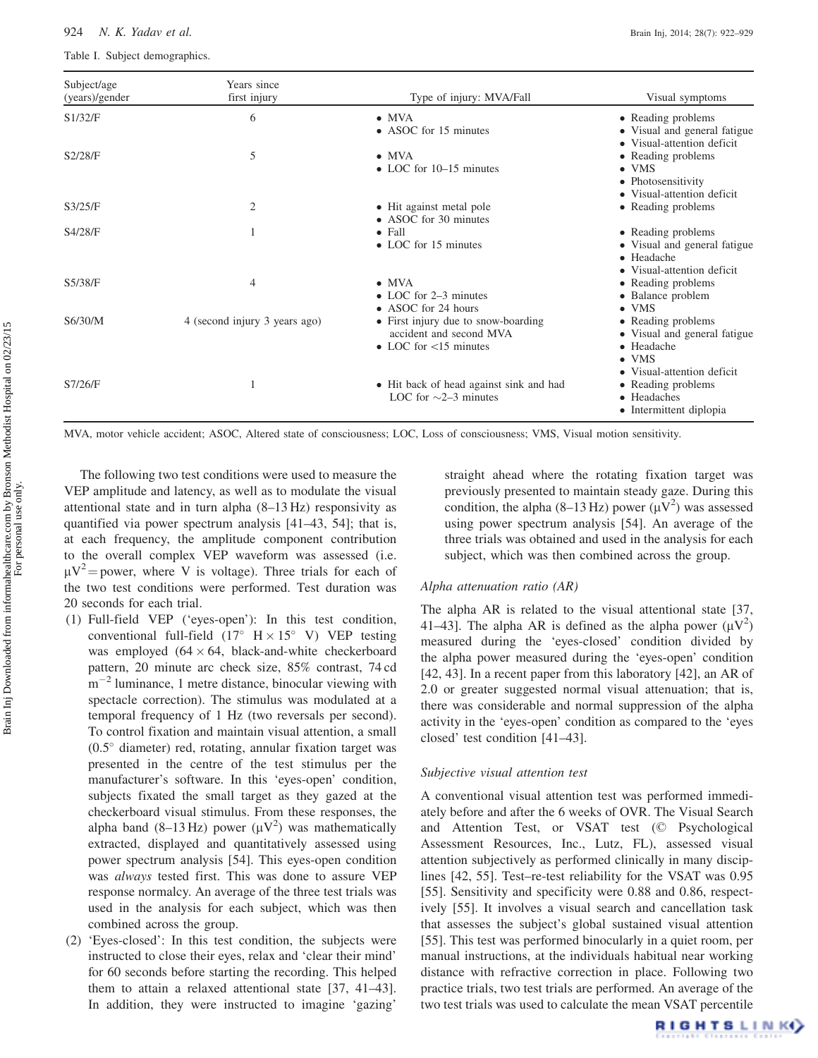Table I. Subject demographics.

| Subject/age (years)/gender | Years since first injury | Type of injury: MVA/Fall | Visual symptoms |
|---|---|---|---|
| S1/32/F | 6 | • MVA<br>• ASOC for 15 minutes | • Reading problems<br>• Visual and general fatigue<br>• Visual-attention deficit |
| S2/28/F | 5 | • MVA<br>• LOC for 10–15 minutes | • Reading problems<br>• VMS<br>• Photosensitivity<br>• Visual-attention deficit |
| S3/25/F | 2 | • Hit against metal pole<br>• ASOC for 30 minutes | • Reading problems |
| S4/28/F | 1 | • Fall<br>• LOC for 15 minutes | • Reading problems<br>• Visual and general fatigue<br>• Headache<br>• Visual-attention deficit |
| S5/38/F | 4 | • MVA<br>• LOC for 2–3 minutes<br>• ASOC for 24 hours | • Reading problems<br>• Balance problem<br>• VMS |
| S6/30/M | 4 (second injury 3 years ago) | • First injury due to snow-boarding accident and second MVA<br>• LOC for <15 minutes | • Reading problems<br>• Visual and general fatigue<br>• Headache<br>• VMS<br>• Visual-attention deficit |
| S7/26/F | 1 | • Hit back of head against sink and had LOC for ~2–3 minutes | • Reading problems<br>• Headaches<br>• Intermittent diplopia |

MVA, motor vehicle accident; ASOC, Altered state of consciousness; LOC, Loss of consciousness; VMS, Visual motion sensitivity.

The following two test conditions were used to measure the VEP amplitude and latency, as well as to modulate the visual attentional state and in turn alpha (8–13 Hz) responsivity as quantified via power spectrum analysis [41–43, 54]; that is, at each frequency, the amplitude component contribution to the overall complex VEP waveform was assessed (i.e. $\mu V^2$ = power, where V is voltage). Three trials for each of the two test conditions were performed. Test duration was 20 seconds for each trial.

(1) Full-field VEP ('eyes-open'): In this test condition, conventional full-field (17° H × 15° V) VEP testing was employed (64 × 64, black-and-white checkerboard pattern, 20 minute arc check size, 85% contrast, 74 cd $m^{-2}$ luminance, 1 metre distance, binocular viewing with spectacle correction). The stimulus was modulated at a temporal frequency of 1 Hz (two reversals per second). To control fixation and maintain visual attention, a small (0.5° diameter) red, rotating, annular fixation target was presented in the centre of the test stimulus per the manufacturer's software. In this 'eyes-open' condition, subjects fixated the small target as they gazed at the checkerboard visual stimulus. From these responses, the alpha band (8–13 Hz) power ($\mu V^2$) was mathematically extracted, displayed and quantitatively assessed using power spectrum analysis [54]. This eyes-open condition was *always* tested first. This was done to assure VEP response normalcy. An average of the three test trials was used in the analysis for each subject, which was then combined across the group.

(2) 'Eyes-closed': In this test condition, the subjects were instructed to close their eyes, relax and 'clear their mind' for 60 seconds before starting the recording. This helped them to attain a relaxed attentional state [37, 41–43]. In addition, they were instructed to imagine 'gazing' straight ahead where the rotating fixation target was previously presented to maintain steady gaze. During this condition, the alpha (8–13 Hz) power ($\mu V^2$) was assessed using power spectrum analysis [54]. An average of the three trials was obtained and used in the analysis for each subject, which was then combined across the group.

### Alpha attenuation ratio (AR)

The alpha AR is related to the visual attentional state [37, 41–43]. The alpha AR is defined as the alpha power ($\mu V^2$) measured during the 'eyes-closed' condition divided by the alpha power measured during the 'eyes-open' condition [42, 43]. In a recent paper from this laboratory [42], an AR of 2.0 or greater suggested normal visual attenuation; that is, there was considerable and normal suppression of the alpha activity in the 'eyes-open' condition as compared to the 'eyes closed' test condition [41–43].

### Subjective visual attention test

A conventional visual attention test was performed immediately before and after the 6 weeks of OVR. The Visual Search and Attention Test, or VSAT test (© Psychological Assessment Resources, Inc., Lutz, FL), assessed visual attention subjectively as performed clinically in many disciplines [42, 55]. Test–re-test reliability for the VSAT was 0.95 [55]. Sensitivity and specificity were 0.88 and 0.86, respectively [55]. It involves a visual search and cancellation task that assesses the subject's global sustained visual attention [55]. This test was performed binocularly in a quiet room, per manual instructions, at the individuals habitual near working distance with refractive correction in place. Following two practice trials, two test trials are performed. An average of the two test trials was used to calculate the mean VSAT percentile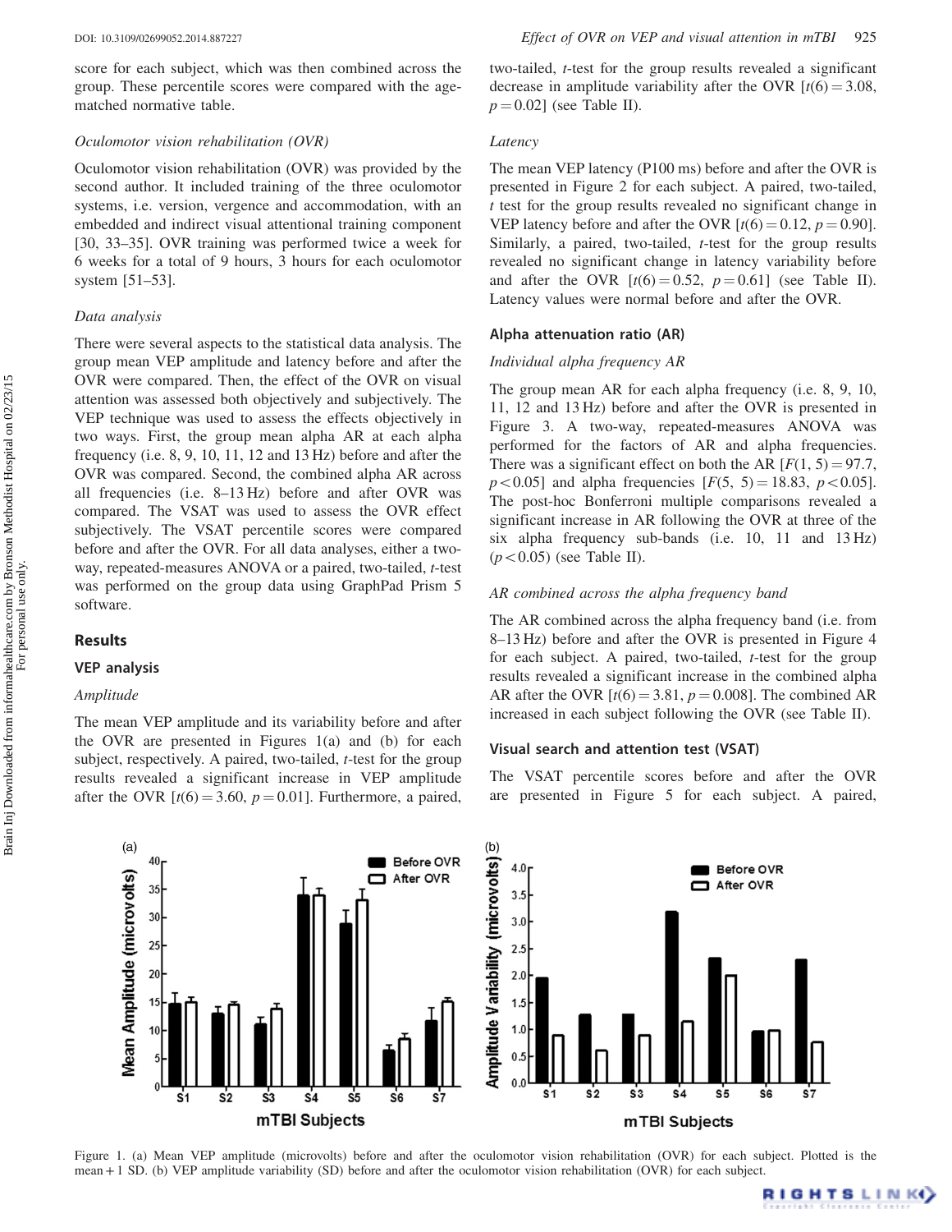score for each subject, which was then combined across the group. These percentile scores were compared with the age-matched normative table.

*Oculomotor vision rehabilitation (OVR)*

Oculomotor vision rehabilitation (OVR) was provided by the second author. It included training of the three oculomotor systems, i.e. version, vergence and accommodation, with an embedded and indirect visual attentional training component [30, 33–35]. OVR training was performed twice a week for 6 weeks for a total of 9 hours, 3 hours for each oculomotor system [51–53].

*Data analysis*

There were several aspects to the statistical data analysis. The group mean VEP amplitude and latency before and after the OVR were compared. Then, the effect of the OVR on visual attention was assessed both objectively and subjectively. The VEP technique was used to assess the effects objectively in two ways. First, the group mean alpha AR at each alpha frequency (i.e. 8, 9, 10, 11, 12 and 13 Hz) before and after the OVR was compared. Second, the combined alpha AR across all frequencies (i.e. 8–13 Hz) before and after OVR was compared. The VSAT was used to assess the OVR effect subjectively. The VSAT percentile scores were compared before and after the OVR. For all data analyses, either a two-way, repeated-measures ANOVA or a paired, two-tailed, *t*-test was performed on the group data using GraphPad Prism 5 software.

## Results

### VEP analysis

*Amplitude*

The mean VEP amplitude and its variability before and after the OVR are presented in Figures 1(a) and (b) for each subject, respectively. A paired, two-tailed, *t*-test for the group results revealed a significant increase in VEP amplitude after the OVR [$t(6) = 3.60$, $p = 0.01$]. Furthermore, a paired, two-tailed, *t*-test for the group results revealed a significant decrease in amplitude variability after the OVR [$t(6) = 3.08$, $p = 0.02$] (see Table II).

*Latency*

The mean VEP latency (P100 ms) before and after the OVR is presented in Figure 2 for each subject. A paired, two-tailed, *t* test for the group results revealed no significant change in VEP latency before and after the OVR [$t(6) = 0.12$, $p = 0.90$]. Similarly, a paired, two-tailed, *t*-test for the group results revealed no significant change in latency variability before and after the OVR [$t(6) = 0.52$, $p = 0.61$] (see Table II). Latency values were normal before and after the OVR.

### Alpha attenuation ratio (AR)

*Individual alpha frequency AR*

The group mean AR for each alpha frequency (i.e. 8, 9, 10, 11, 12 and 13 Hz) before and after the OVR is presented in Figure 3. A two-way, repeated-measures ANOVA was performed for the factors of AR and alpha frequencies. There was a significant effect on both the AR [$F(1, 5) = 97.7$, $p < 0.05$] and alpha frequencies [$F(5, 5) = 18.83$, $p < 0.05$]. The post-hoc Bonferroni multiple comparisons revealed a significant increase in AR following the OVR at three of the six alpha frequency sub-bands (i.e. 10, 11 and 13 Hz) ($p < 0.05$) (see Table II).

*AR combined across the alpha frequency band*

The AR combined across the alpha frequency band (i.e. from 8–13 Hz) before and after the OVR is presented in Figure 4 for each subject. A paired, two-tailed, *t*-test for the group results revealed a significant increase in the combined alpha AR after the OVR [$t(6) = 3.81$, $p = 0.008$]. The combined AR increased in each subject following the OVR (see Table II).

### Visual search and attention test (VSAT)

The VSAT percentile scores before and after the OVR are presented in Figure 5 for each subject. A paired,

Figure 1. (a) Mean VEP amplitude (microvolts) before and after the oculomotor vision rehabilitation (OVR) for each subject. Plotted is the mean + 1 SD. (b) VEP amplitude variability (SD) before and after the oculomotor vision rehabilitation (OVR) for each subject.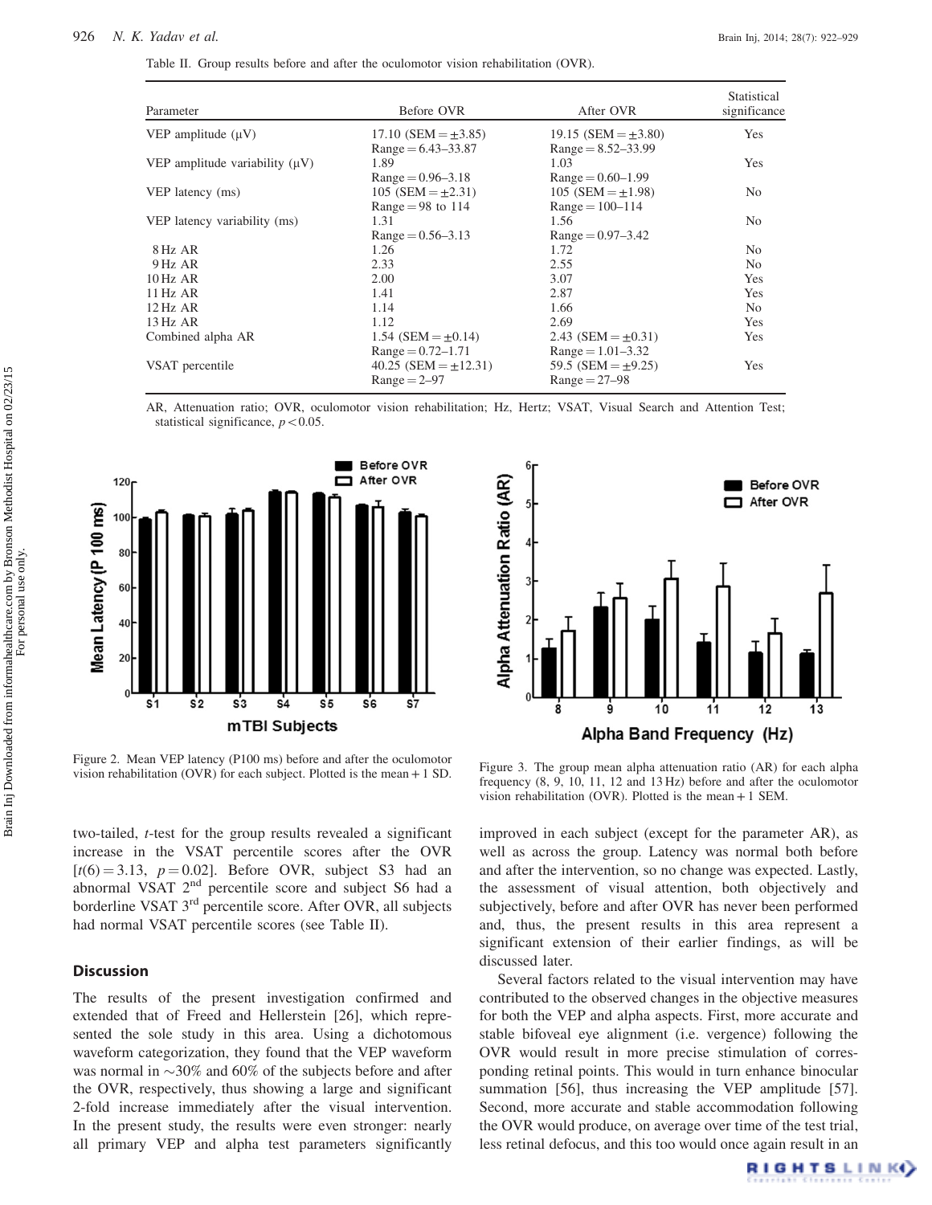Table II. Group results before and after the oculomotor vision rehabilitation (OVR).

| Parameter | Before OVR | After OVR | Statistical significance |
|---|---|---|---|
| VEP amplitude (μV) | 17.10 (SEM = ±3.85) Range = 6.43–33.87 | 19.15 (SEM = ±3.80) Range = 8.52–33.99 | Yes |
| VEP amplitude variability (μV) | 1.89 Range = 0.96–3.18 | 1.03 Range = 0.60–1.99 | Yes |
| VEP latency (ms) | 105 (SEM = ±2.31) Range = 98 to 114 | 105 (SEM = ±1.98) Range = 100–114 | No |
| VEP latency variability (ms) | 1.31 Range = 0.56–3.13 | 1.56 Range = 0.97–3.42 | No |
| 8 Hz AR | 1.26 | 1.72 | No |
| 9 Hz AR | 2.33 | 2.55 | No |
| 10 Hz AR | 2.00 | 3.07 | Yes |
| 11 Hz AR | 1.41 | 2.87 | Yes |
| 12 Hz AR | 1.14 | 1.66 | No |
| 13 Hz AR | 1.12 | 2.69 | Yes |
| Combined alpha AR | 1.54 (SEM = ±0.14) Range = 0.72–1.71 | 2.43 (SEM = ±0.31) Range = 1.01–3.32 | Yes |
| VSAT percentile | 40.25 (SEM = ±12.31) Range = 2–97 | 59.5 (SEM = ±9.25) Range = 27–98 | Yes |

AR, Attenuation ratio; OVR, oculomotor vision rehabilitation; Hz, Hertz; VSAT, Visual Search and Attention Test; statistical significance, $p < 0.05$.

Figure 2. Mean VEP latency (P100 ms) before and after the oculomotor vision rehabilitation (OVR) for each subject. Plotted is the mean + 1 SD.

Figure 3. The group mean alpha attenuation ratio (AR) for each alpha frequency (8, 9, 10, 11, 12 and 13 Hz) before and after the oculomotor vision rehabilitation (OVR). Plotted is the mean + 1 SEM.

two-tailed, *t*-test for the group results revealed a significant increase in the VSAT percentile scores after the OVR [$t(6) = 3.13$, $p = 0.02$]. Before OVR, subject S3 had an abnormal VSAT 2nd percentile score and subject S6 had a borderline VSAT 3rd percentile score. After OVR, all subjects had normal VSAT percentile scores (see Table II).

## Discussion

The results of the present investigation confirmed and extended that of Freed and Hellerstein [26], which represented the sole study in this area. Using a dichotomous waveform categorization, they found that the VEP waveform was normal in ~30% and 60% of the subjects before and after the OVR, respectively, thus showing a large and significant 2-fold increase immediately after the visual intervention. In the present study, the results were even stronger: nearly all primary VEP and alpha test parameters significantly improved in each subject (except for the parameter AR), as well as across the group. Latency was normal both before and after the intervention, so no change was expected. Lastly, the assessment of visual attention, both objectively and subjectively, before and after OVR has never been performed and, thus, the present results in this area represent a significant extension of their earlier findings, as will be discussed later.

Several factors related to the visual intervention may have contributed to the observed changes in the objective measures for both the VEP and alpha aspects. First, more accurate and stable bifoveal eye alignment (i.e. vergence) following the OVR would result in more precise stimulation of corresponding retinal points. This would in turn enhance binocular summation [56], thus increasing the VEP amplitude [57]. Second, more accurate and stable accommodation following the OVR would produce, on average over time of the test trial, less retinal defocus, and this too would once again result in an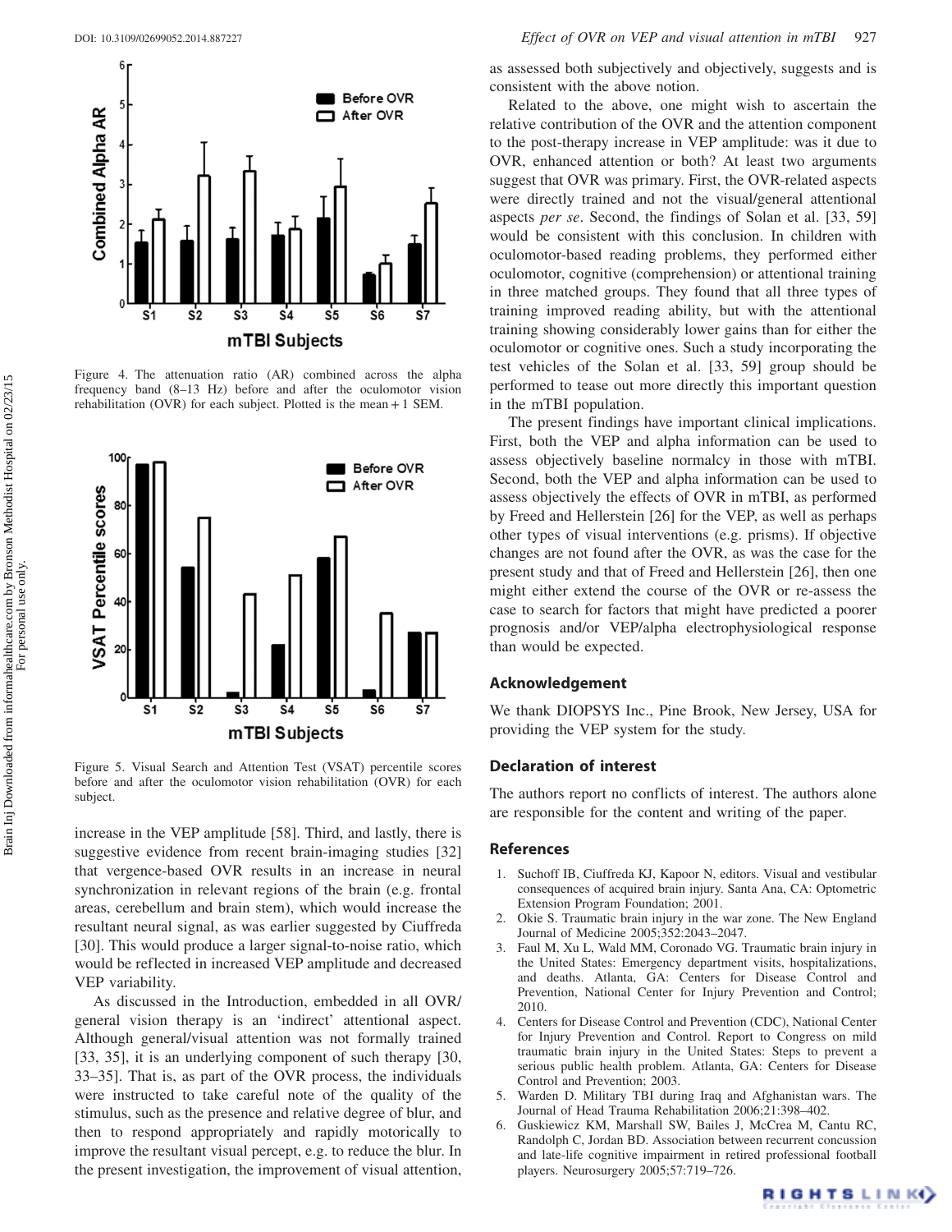6

5

4

3

2

1

0

Combined Alpha AR

Before OVR

After OVR

S1 S2 S3 S4 S5 S6 S7

mTBI Subjects

Figure 4. The attenuation ratio (AR) combined across the alpha frequency band (8–13 Hz) before and after the oculomotor vision rehabilitation (OVR) for each subject. Plotted is the mean + 1 SEM.

100

80

60

40

20

0

VSAT Percentile scores

Before OVR

After OVR

S1 S2 S3 S4 S5 S6 S7

mTBI Subjects

Figure 5. Visual Search and Attention Test (VSAT) percentile scores before and after the oculomotor vision rehabilitation (OVR) for each subject.

increase in the VEP amplitude [58]. Third, and lastly, there is suggestive evidence from recent brain-imaging studies [32] that vergence-based OVR results in an increase in neural synchronization in relevant regions of the brain (e.g. frontal areas, cerebellum and brain stem), which would increase the resultant neural signal, as was earlier suggested by Ciuffreda [30]. This would produce a larger signal-to-noise ratio, which would be reflected in increased VEP amplitude and decreased VEP variability.

As discussed in the Introduction, embedded in all OVR/general vision therapy is an 'indirect' attentional aspect. Although general/visual attention was not formally trained [33, 35], it is an underlying component of such therapy [30, 33–35]. That is, as part of the OVR process, the individuals were instructed to take careful note of the quality of the stimulus, such as the presence and relative degree of blur, and then to respond appropriately and rapidly motorically to improve the resultant visual percept, e.g. to reduce the blur. In the present investigation, the improvement of visual attention, as assessed both subjectively and objectively, suggests and is consistent with the above notion.

Related to the above, one might wish to ascertain the relative contribution of the OVR and the attention component to the post-therapy increase in VEP amplitude: was it due to OVR, enhanced attention or both? At least two arguments suggest that OVR was primary. First, the OVR-related aspects were directly trained and not the visual/general attentional aspects *per se*. Second, the findings of Solan et al. [33, 59] would be consistent with this conclusion. In children with oculomotor-based reading problems, they performed either oculomotor, cognitive (comprehension) or attentional training in three matched groups. They found that all three types of training improved reading ability, but with the attentional training showing considerably lower gains than for either the oculomotor or cognitive ones. Such a study incorporating the test vehicles of the Solan et al. [33, 59] group should be performed to tease out more directly this important question in the mTBI population.

The present findings have important clinical implications. First, both the VEP and alpha information can be used to assess objectively baseline normalcy in those with mTBI. Second, both the VEP and alpha information can be used to assess objectively the effects of OVR in mTBI, as performed by Freed and Hellerstein [26] for the VEP, as well as perhaps other types of visual interventions (e.g. prisms). If objective changes are not found after the OVR, as was the case for the present study and that of Freed and Hellerstein [26], then one might either extend the course of the OVR or re-assess the case to search for factors that might have predicted a poorer prognosis and/or VEP/alpha electrophysiological response than would be expected.

## Acknowledgement

We thank DIOPSYS Inc., Pine Brook, New Jersey, USA for providing the VEP system for the study.

## Declaration of interest

The authors report no conflicts of interest. The authors alone are responsible for the content and writing of the paper.

## References

1. Suchoff IB, Ciuffreda KJ, Kapoor N, editors. Visual and vestibular consequences of acquired brain injury. Santa Ana, CA: Optometric Extension Program Foundation; 2001.
2. Okie S. Traumatic brain injury in the war zone. The New England Journal of Medicine 2005;352:2043–2047.
3. Faul M, Xu L, Wald MM, Coronado VG. Traumatic brain injury in the United States: Emergency department visits, hospitalizations, and deaths. Atlanta, GA: Centers for Disease Control and Prevention, National Center for Injury Prevention and Control; 2010.
4. Centers for Disease Control and Prevention (CDC), National Center for Injury Prevention and Control. Report to Congress on mild traumatic brain injury in the United States: Steps to prevent a serious public health problem. Atlanta, GA: Centers for Disease Control and Prevention; 2003.
5. Warden D. Military TBI during Iraq and Afghanistan wars. The Journal of Head Trauma Rehabilitation 2006;21:398–402.
6. Guskiewicz KM, Marshall SW, Bailes J, McCrea M, Cantu RC, Randolph C, Jordan BD. Association between recurrent concussion and late-life cognitive impairment in retired professional football players. Neurosurgery 2005;57:719–726.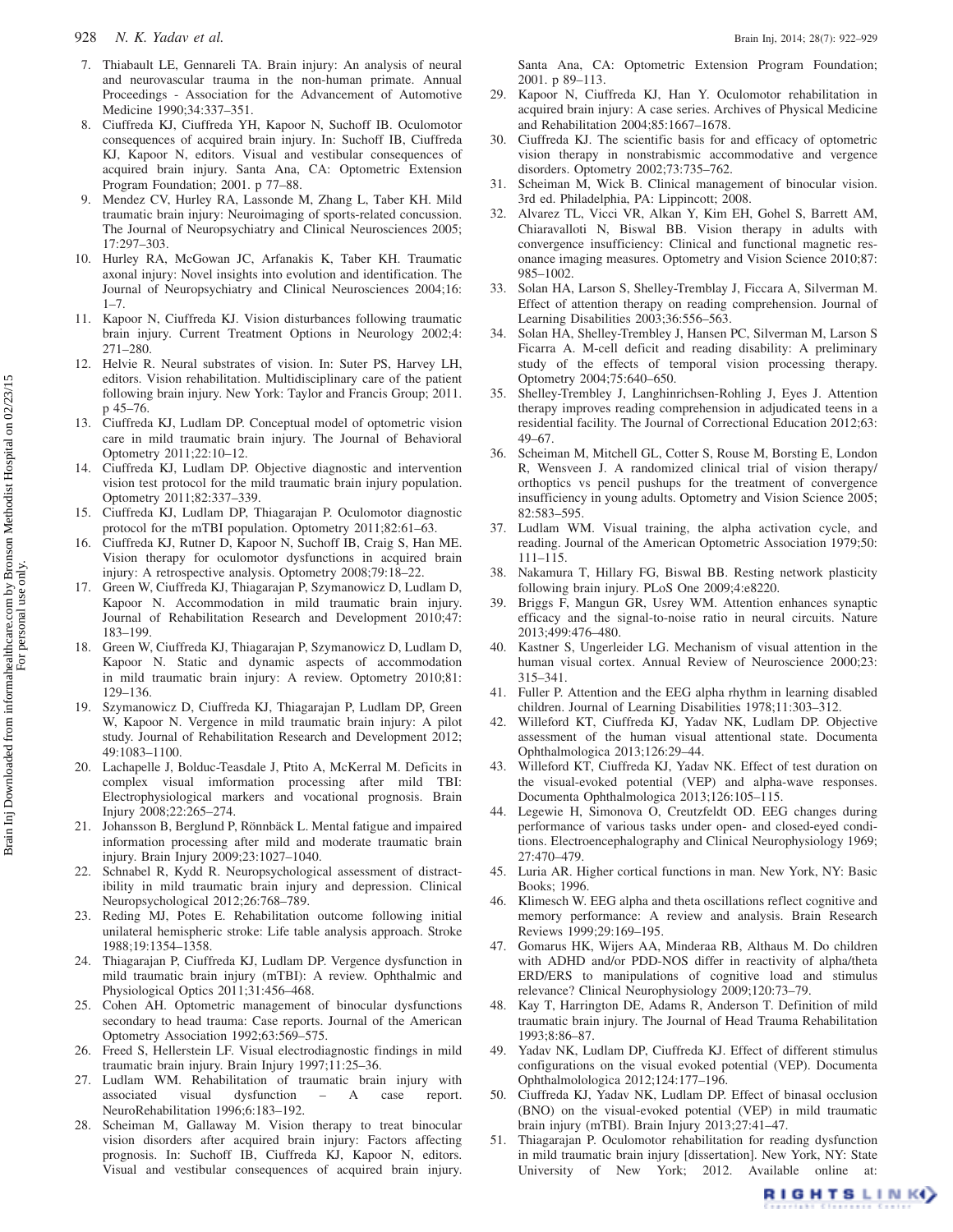7. Thiabault LE, Gennareli TA. Brain injury: An analysis of neural and neurovascular trauma in the non-human primate. Annual Proceedings - Association for the Advancement of Automotive Medicine 1990;34:337–351.
8. Ciuffreda KJ, Ciuffreda YH, Kapoor N, Suchoff IB. Oculomotor consequences of acquired brain injury. In: Suchoff IB, Ciuffreda KJ, Kapoor N, editors. Visual and vestibular consequences of acquired brain injury. Santa Ana, CA: Optometric Extension Program Foundation; 2001. p 77–88.
9. Mendez CV, Hurley RA, Lassonde M, Zhang L, Taber KH. Mild traumatic brain injury: Neuroimaging of sports-related concussion. The Journal of Neuropsychiatry and Clinical Neurosciences 2005; 17:297–303.
10. Hurley RA, McGowan JC, Arfanakis K, Taber KH. Traumatic axonal injury: Novel insights into evolution and identification. The Journal of Neuropsychiatry and Clinical Neurosciences 2004;16: 1–7.
11. Kapoor N, Ciuffreda KJ. Vision disturbances following traumatic brain injury. Current Treatment Options in Neurology 2002;4: 271–280.
12. Helvie R. Neural substrates of vision. In: Suter PS, Harvey LH, editors. Vision rehabilitation. Multidisciplinary care of the patient following brain injury. New York: Taylor and Francis Group; 2011. p 45–76.
13. Ciuffreda KJ, Ludlam DP. Conceptual model of optometric vision care in mild traumatic brain injury. The Journal of Behavioral Optometry 2011;22:10–12.
14. Ciuffreda KJ, Ludlam DP. Objective diagnostic and intervention vision test protocol for the mild traumatic brain injury population. Optometry 2011;82:337–339.
15. Ciuffreda KJ, Ludlam DP, Thiagarajan P. Oculomotor diagnostic protocol for the mTBI population. Optometry 2011;82:61–63.
16. Ciuffreda KJ, Rutner D, Kapoor N, Suchoff IB, Craig S, Han ME. Vision therapy for oculomotor dysfunctions in acquired brain injury: A retrospective analysis. Optometry 2008;79:18–22.
17. Green W, Ciuffreda KJ, Thiagarajan P, Szymanowicz D, Ludlam D, Kapoor N. Accommodation in mild traumatic brain injury. Journal of Rehabilitation Research and Development 2010;47: 183–199.
18. Green W, Ciuffreda KJ, Thiagarajan P, Szymanowicz D, Ludlam D, Kapoor N. Static and dynamic aspects of accommodation in mild traumatic brain injury: A review. Optometry 2010;81: 129–136.
19. Szymanowicz D, Ciuffreda KJ, Thiagarajan P, Ludlam DP, Green W, Kapoor N. Vergence in mild traumatic brain injury: A pilot study. Journal of Rehabilitation Research and Development 2012; 49:1083–1100.
20. Lachapelle J, Bolduc-Teasdale J, Ptito A, McKerral M. Deficits in complex visual imformation processing after mild TBI: Electrophysiological markers and vocational prognosis. Brain Injury 2008;22:265–274.
21. Johansson B, Berglund P, Rönnbäck L. Mental fatigue and impaired information processing after mild and moderate traumatic brain injury. Brain Injury 2009;23:1027–1040.
22. Schnabel R, Kydd R. Neuropsychological assessment of distractibility in mild traumatic brain injury and depression. Clinical Neuropsychological 2012;26:768–789.
23. Reding MJ, Potes E. Rehabilitation outcome following initial unilateral hemispheric stroke: Life table analysis approach. Stroke 1988;19:1354–1358.
24. Thiagarajan P, Ciuffreda KJ, Ludlam DP. Vergence dysfunction in mild traumatic brain injury (mTBI): A review. Ophthalmic and Physiological Optics 2011;31:456–468.
25. Cohen AH. Optometric management of binocular dysfunctions secondary to head trauma: Case reports. Journal of the American Optometry Association 1992;63:569–575.
26. Freed S, Hellerstein LF. Visual electrodiagnostic findings in mild traumatic brain injury. Brain Injury 1997;11:25–36.
27. Ludlam WM. Rehabilitation of traumatic brain injury with associated visual dysfunction – A case report. NeuroRehabilitation 1996;6:183–192.
28. Scheiman M, Gallaway M. Vision therapy to treat binocular vision disorders after acquired brain injury: Factors affecting prognosis. In: Suchoff IB, Ciuffreda KJ, Kapoor N, editors. Visual and vestibular consequences of acquired brain injury. Santa Ana, CA: Optometric Extension Program Foundation; 2001. p 89–113.
29. Kapoor N, Ciuffreda KJ, Han Y. Oculomotor rehabilitation in acquired brain injury: A case series. Archives of Physical Medicine and Rehabilitation 2004;85:1667–1678.
30. Ciuffreda KJ. The scientific basis for and efficacy of optometric vision therapy in nonstrabismic accommodative and vergence disorders. Optometry 2002;73:735–762.
31. Scheiman M, Wick B. Clinical management of binocular vision. 3rd ed. Philadelphia, PA: Lippincott; 2008.
32. Alvarez TL, Vicci VR, Alkan Y, Kim EH, Gohel S, Barrett AM, Chiaravalloti N, Biswal BB. Vision therapy in adults with convergence insufficiency: Clinical and functional magnetic resonance imaging measures. Optometry and Vision Science 2010;87: 985–1002.
33. Solan HA, Larson S, Shelley-Tremblay J, Ficcara A, Silverman M. Effect of attention therapy on reading comprehension. Journal of Learning Disabilities 2003;36:556–563.
34. Solan HA, Shelley-Trembley J, Hansen PC, Silverman M, Larson S Ficarra A. M-cell deficit and reading disability: A preliminary study of the effects of temporal vision processing therapy. Optometry 2004;75:640–650.
35. Shelley-Trembley J, Langhinrichsen-Rohling J, Eyes J. Attention therapy improves reading comprehension in adjudicated teens in a residential facility. The Journal of Correctional Education 2012;63: 49–67.
36. Scheiman M, Mitchell GL, Cotter S, Rouse M, Borsting E, London R, Wensveen J. A randomized clinical trial of vision therapy/orthoptics vs pencil pushups for the treatment of convergence insufficiency in young adults. Optometry and Vision Science 2005; 82:583–595.
37. Ludlam WM. Visual training, the alpha activation cycle, and reading. Journal of the American Optometric Association 1979;50: 111–115.
38. Nakamura T, Hillary FG, Biswal BB. Resting network plasticity following brain injury. PLoS One 2009;4:e8220.
39. Briggs F, Mangun GR, Usrey WM. Attention enhances synaptic efficacy and the signal-to-noise ratio in neural circuits. Nature 2013;499:476–480.
40. Kastner S, Ungerleider LG. Mechanism of visual attention in the human visual cortex. Annual Review of Neuroscience 2000;23: 315–341.
41. Fuller P. Attention and the EEG alpha rhythm in learning disabled children. Journal of Learning Disabilities 1978;11:303–312.
42. Willeford KT, Ciuffreda KJ, Yadav NK, Ludlam DP. Objective assessment of the human visual attentional state. Documenta Ophthalmologica 2013;126:29–44.
43. Willeford KT, Ciuffreda KJ, Yadav NK. Effect of test duration on the visual-evoked potential (VEP) and alpha-wave responses. Documenta Ophthalmologica 2013;126:105–115.
44. Legewie H, Simonova O, Creutzfeldt OD. EEG changes during performance of various tasks under open- and closed-eyed conditions. Electroencephalography and Clinical Neurophysiology 1969; 27:470–479.
45. Luria AR. Higher cortical functions in man. New York, NY: Basic Books; 1996.
46. Klimesch W. EEG alpha and theta oscillations reflect cognitive and memory performance: A review and analysis. Brain Research Reviews 1999;29:169–195.
47. Gomarus HK, Wijers AA, Minderaa RB, Althaus M. Do children with ADHD and/or PDD-NOS differ in reactivity of alpha/theta ERD/ERS to manipulations of cognitive load and stimulus relevance? Clinical Neurophysiology 2009;120:73–79.
48. Kay T, Harrington DE, Adams R, Anderson T. Definition of mild traumatic brain injury. The Journal of Head Trauma Rehabilitation 1993;8:86–87.
49. Yadav NK, Ludlam DP, Ciuffreda KJ. Effect of different stimulus configurations on the visual evoked potential (VEP). Documenta Ophthalmolologica 2012;124:177–196.
50. Ciuffreda KJ, Yadav NK, Ludlam DP. Effect of binasal occlusion (BNO) on the visual-evoked potential (VEP) in mild traumatic brain injury (mTBI). Brain Injury 2013;27:41–47.
51. Thiagarajan P. Oculomotor rehabilitation for reading dysfunction in mild traumatic brain injury [dissertation]. New York, NY: State University of New York; 2012. Available online at: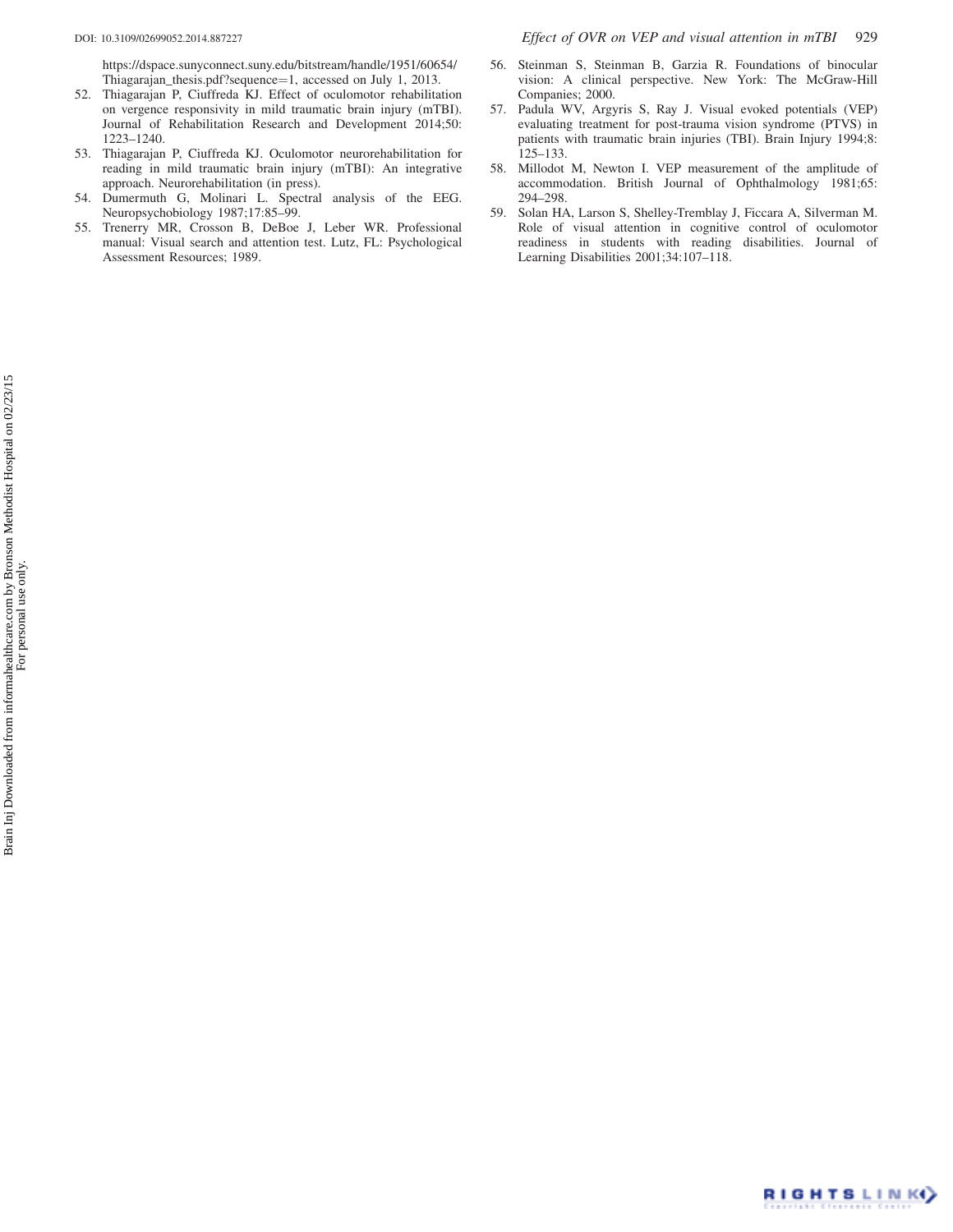https://dspace.sunyconnect.suny.edu/bitstream/handle/1951/60654/Thiagarajan_thesis.pdf?sequence=1, accessed on July 1, 2013.

52. Thiagarajan P, Ciuffreda KJ. Effect of oculomotor rehabilitation on vergence responsivity in mild traumatic brain injury (mTBI). Journal of Rehabilitation Research and Development 2014;50: 1223–1240.
53. Thiagarajan P, Ciuffreda KJ. Oculomotor neurorehabilitation for reading in mild traumatic brain injury (mTBI): An integrative approach. Neurorehabilitation (in press).
54. Dumermuth G, Molinari L. Spectral analysis of the EEG. Neuropsychobiology 1987;17:85–99.
55. Trenerry MR, Crosson B, DeBoe J, Leber WR. Professional manual: Visual search and attention test. Lutz, FL: Psychological Assessment Resources; 1989.
56. Steinman S, Steinman B, Garzia R. Foundations of binocular vision: A clinical perspective. New York: The McGraw-Hill Companies; 2000.
57. Padula WV, Argyris S, Ray J. Visual evoked potentials (VEP) evaluating treatment for post-trauma vision syndrome (PTVS) in patients with traumatic brain injuries (TBI). Brain Injury 1994;8: 125–133.
58. Millodot M, Newton I. VEP measurement of the amplitude of accommodation. British Journal of Ophthalmology 1981;65: 294–298.
59. Solan HA, Larson S, Shelley-Tremblay J, Ficcara A, Silverman M. Role of visual attention in cognitive control of oculomotor readiness in students with reading disabilities. Journal of Learning Disabilities 2001;34:107–118.